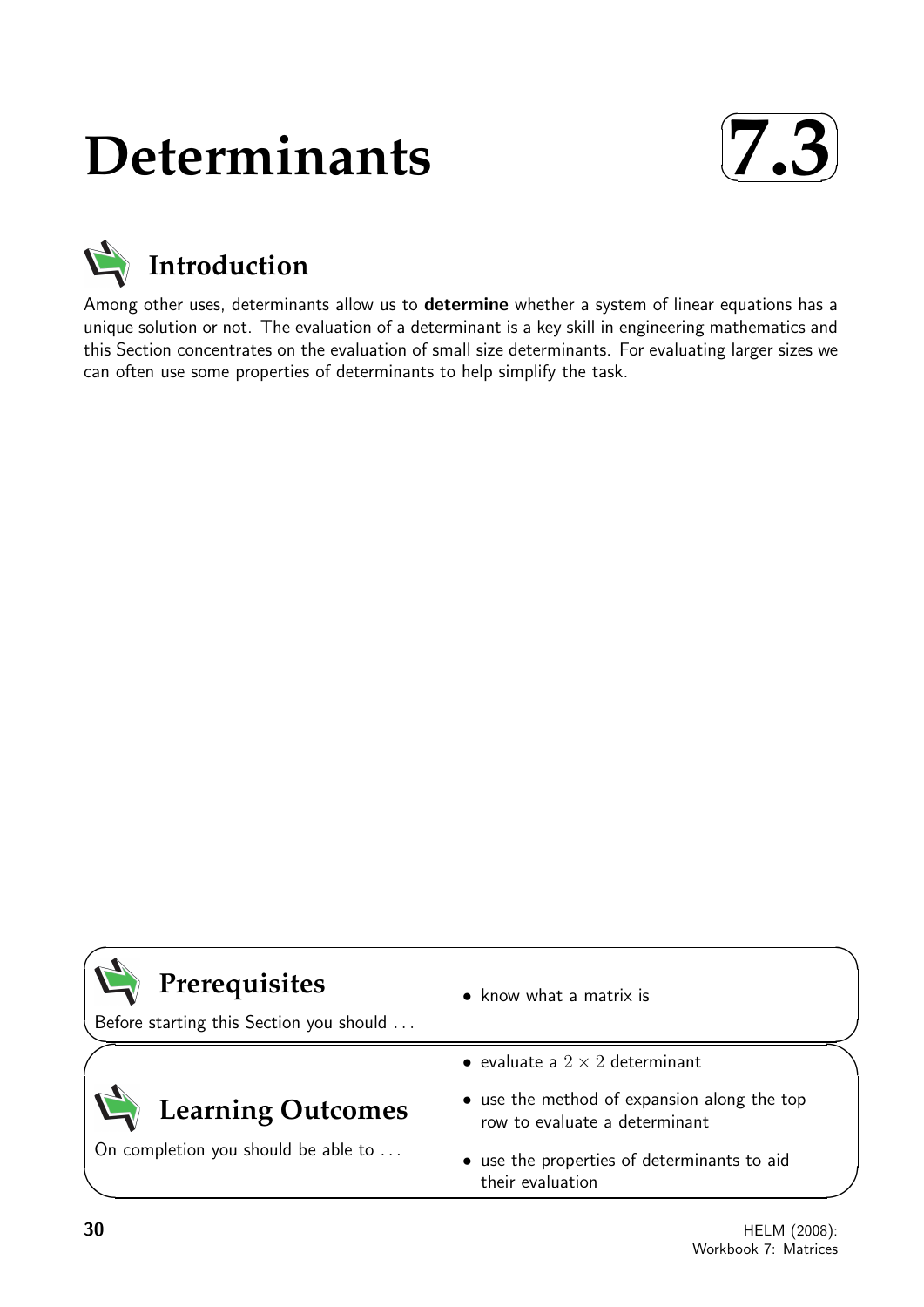# Determinants

# 7.3

## Introduction

Among other uses, determinants allow us to **determine** whether a system of linear equations has a unique solution or not. The evaluation of a determinant is a key skill in engineering mathematics and this Section concentrates on the evaluation of small size determinants. For evaluating larger sizes we can often use some properties of determinants to help simplify the task.

## Prerequisites

Before starting this Section you should ...

- know what a matrix is

## Learning Outcomes

On completion you should be able to ...

- evaluate a $2 \times 2$ determinant
- use the method of expansion along the top row to evaluate a determinant
- use the properties of determinants to aid their evaluation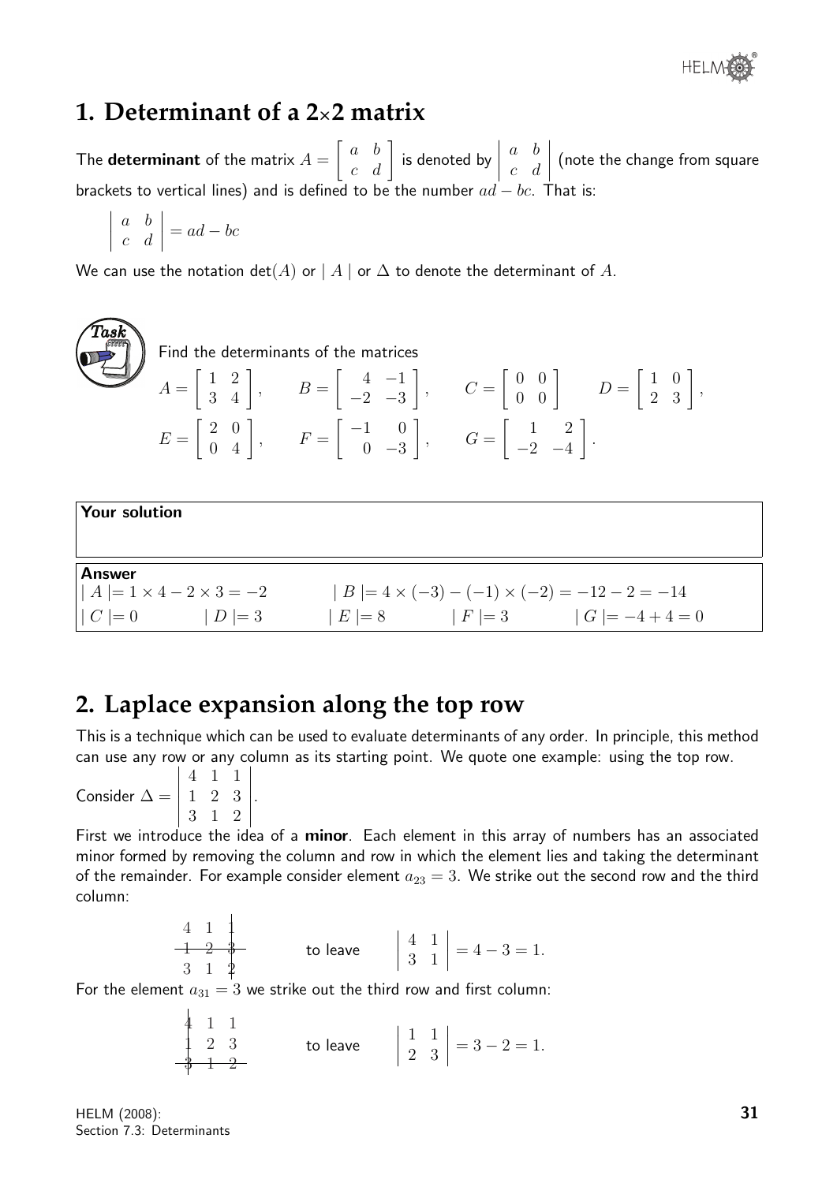## 1. Determinant of a 2×2 matrix

The **determinant** of the matrix $A = \begin{bmatrix} a & b \\ c & d \end{bmatrix}$ is denoted by $\begin{vmatrix} a & b \\ c & d \end{vmatrix}$ (note the change from square brackets to vertical lines) and is defined to be the number $ad - bc$. That is:

$$\begin{vmatrix} a & b \\ c & d \end{vmatrix} = ad - bc$$

We can use the notation det$(A)$ or $\mid A \mid$ or $\Delta$ to denote the determinant of $A$.

**Task**

Find the determinants of the matrices

$$A = \begin{bmatrix} 1 & 2 \\ 3 & 4 \end{bmatrix}, \qquad B = \begin{bmatrix} 4 & -1 \\ -2 & -3 \end{bmatrix}, \qquad C = \begin{bmatrix} 0 & 0 \\ 0 & 0 \end{bmatrix} \qquad D = \begin{bmatrix} 1 & 0 \\ 2 & 3 \end{bmatrix},$$

$$E = \begin{bmatrix} 2 & 0 \\ 0 & 4 \end{bmatrix}, \qquad F = \begin{bmatrix} -1 & 0 \\ 0 & -3 \end{bmatrix}, \qquad G = \begin{bmatrix} 1 & 2 \\ -2 & -4 \end{bmatrix}.$$

**Your solution**

**Answer**

$\mid A \mid = 1 \times 4 - 2 \times 3 = -2$ $\qquad \mid B \mid = 4 \times (-3) - (-1) \times (-2) = -12 - 2 = -14$

$\mid C \mid = 0 \qquad \mid D \mid = 3 \qquad \mid E \mid = 8 \qquad \mid F \mid = 3 \qquad \mid G \mid = -4 + 4 = 0$

## 2. Laplace expansion along the top row

This is a technique which can be used to evaluate determinants of any order. In principle, this method can use any row or any column as its starting point. We quote one example: using the top row.

Consider $\Delta = \begin{vmatrix} 4 & 1 & 1 \\ 1 & 2 & 3 \\ 3 & 1 & 2 \end{vmatrix}$.

First we introduce the idea of a **minor**. Each element in this array of numbers has an associated minor formed by removing the column and row in which the element lies and taking the determinant of the remainder. For example consider element $a_{23} = 3$. We strike out the second row and the third column:

$$\begin{matrix} 4 & 1 & \not{1} \\ \not{1} & \not{2} & \not{3} \\ 3 & 1 & \not{2} \end{matrix} \qquad \text{to leave} \qquad \begin{vmatrix} 4 & 1 \\ 3 & 1 \end{vmatrix} = 4 - 3 = 1.$$

For the element $a_{31} = 3$ we strike out the third row and first column:

$$\begin{matrix} \not{4} & 1 & 1 \\ \not{1} & 2 & 3 \\ \not{3} & \not{1} & \not{2} \end{matrix} \qquad \text{to leave} \qquad \begin{vmatrix} 1 & 1 \\ 2 & 3 \end{vmatrix} = 3 - 2 = 1.$$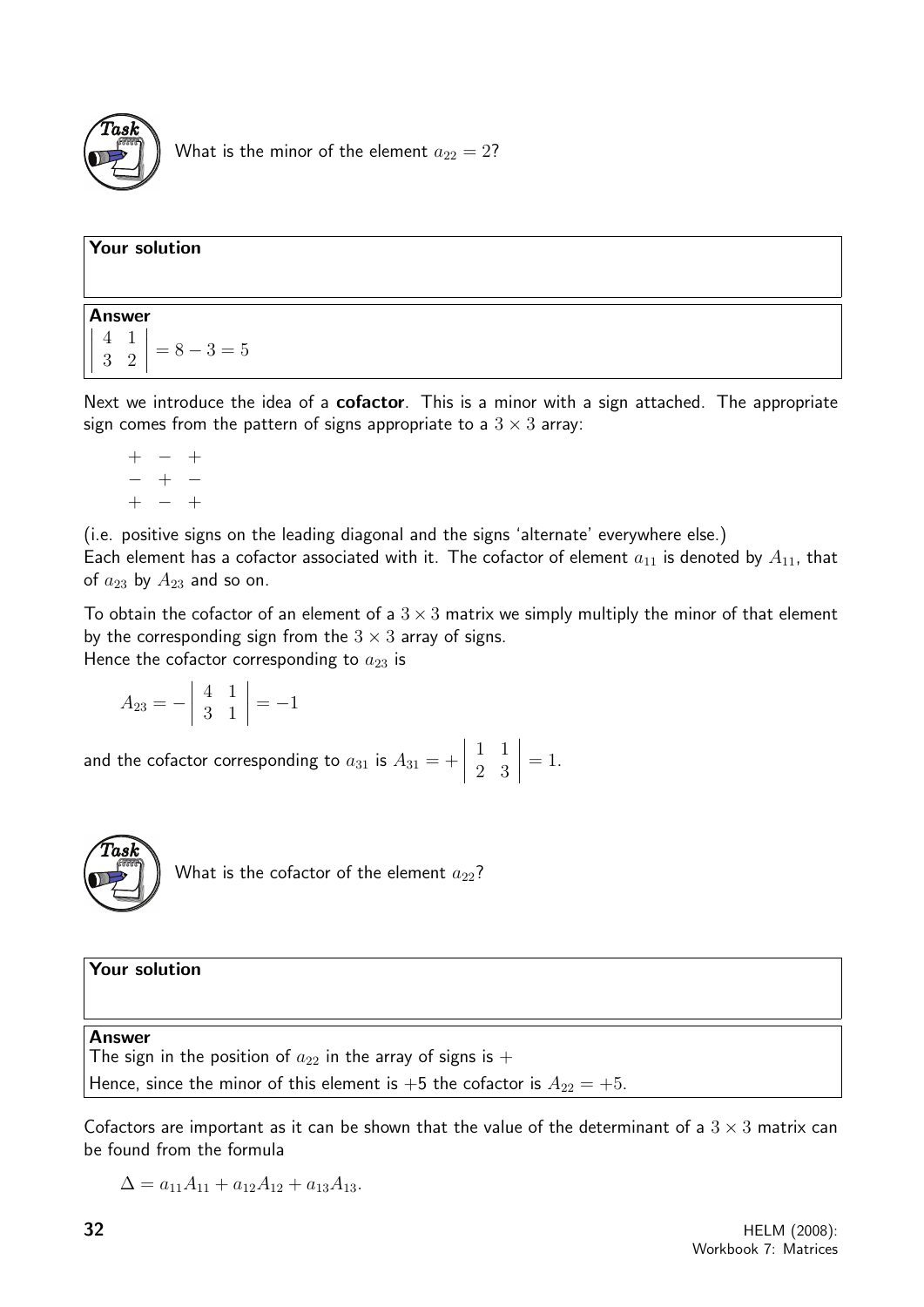**Task**

What is the minor of the element $a_{22} = 2$?

**Your solution**

**Answer**

$$\left|\begin{array}{cc} 4 & 1 \\ 3 & 2 \end{array}\right| = 8 - 3 = 5$$

Next we introduce the idea of a **cofactor**. This is a minor with a sign attached. The appropriate sign comes from the pattern of signs appropriate to a $3 \times 3$ array:

$$\begin{array}{ccc} + & - & + \\ - & + & - \\ + & - & + \end{array}$$

(i.e. positive signs on the leading diagonal and the signs 'alternate' everywhere else.)
Each element has a cofactor associated with it. The cofactor of element $a_{11}$ is denoted by $A_{11}$, that of $a_{23}$ by $A_{23}$ and so on.

To obtain the cofactor of an element of a $3 \times 3$ matrix we simply multiply the minor of that element by the corresponding sign from the $3 \times 3$ array of signs.
Hence the cofactor corresponding to $a_{23}$ is

$$A_{23} = -\left|\begin{array}{cc} 4 & 1 \\ 3 & 1 \end{array}\right| = -1$$

and the cofactor corresponding to $a_{31}$ is $A_{31} = +\left|\begin{array}{cc} 1 & 1 \\ 2 & 3 \end{array}\right| = 1$.

**Task**

What is the cofactor of the element $a_{22}$?

**Your solution**

**Answer**

The sign in the position of $a_{22}$ in the array of signs is $+$

Hence, since the minor of this element is $+5$ the cofactor is $A_{22} = +5$.

Cofactors are important as it can be shown that the value of the determinant of a $3 \times 3$ matrix can be found from the formula

$$\Delta = a_{11}A_{11} + a_{12}A_{12} + a_{13}A_{13}.$$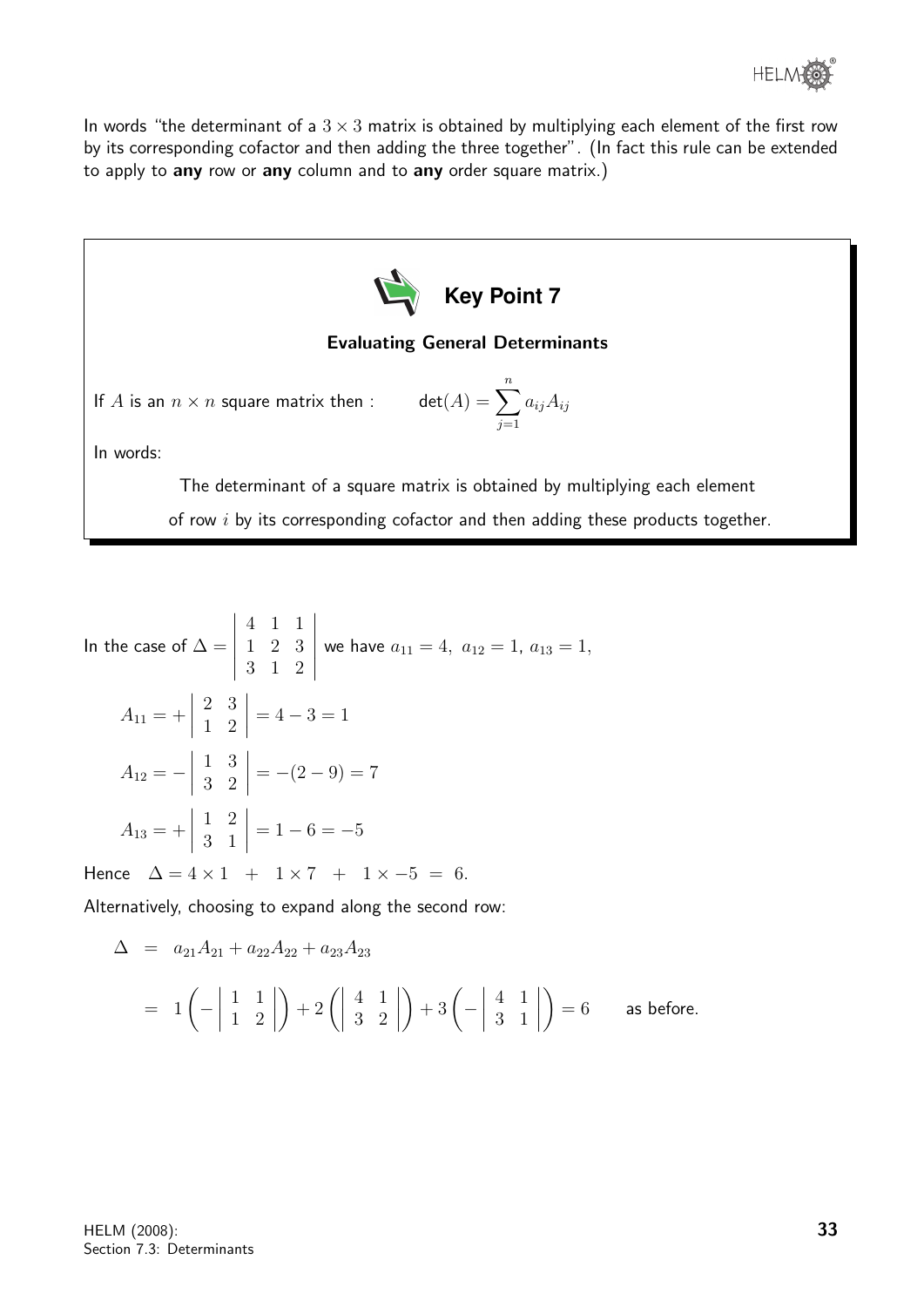In words "the determinant of a $3 \times 3$ matrix is obtained by multiplying each element of the first row by its corresponding cofactor and then adding the three together". (In fact this rule can be extended to apply to **any** row or **any** column and to **any** order square matrix.)

### Key Point 7

**Evaluating General Determinants**

If $A$ is an $n \times n$ square matrix then : $\qquad \det(A) = \displaystyle\sum_{j=1}^{n} a_{ij}A_{ij}$

In words:

The determinant of a square matrix is obtained by multiplying each element of row $i$ by its corresponding cofactor and then adding these products together.

In the case of $\Delta = \begin{vmatrix} 4 & 1 & 1 \\ 1 & 2 & 3 \\ 3 & 1 & 2 \end{vmatrix}$ we have $a_{11} = 4,\ a_{12} = 1,\ a_{13} = 1,$

$$A_{11} = +\begin{vmatrix} 2 & 3 \\ 1 & 2 \end{vmatrix} = 4 - 3 = 1$$

$$A_{12} = -\begin{vmatrix} 1 & 3 \\ 3 & 2 \end{vmatrix} = -(2 - 9) = 7$$

$$A_{13} = +\begin{vmatrix} 1 & 2 \\ 3 & 1 \end{vmatrix} = 1 - 6 = -5$$

Hence $\quad \Delta = 4 \times 1 \ + \ 1 \times 7 \ + \ 1 \times -5 \ = \ 6.$

Alternatively, choosing to expand along the second row:

$$\begin{aligned} \Delta &= a_{21}A_{21} + a_{22}A_{22} + a_{23}A_{23} \\ &= 1\left(-\begin{vmatrix} 1 & 1 \\ 1 & 2 \end{vmatrix}\right) + 2\left(\begin{vmatrix} 4 & 1 \\ 3 & 2 \end{vmatrix}\right) + 3\left(-\begin{vmatrix} 4 & 1 \\ 3 & 1 \end{vmatrix}\right) = 6 \qquad \text{as before.} \end{aligned}$$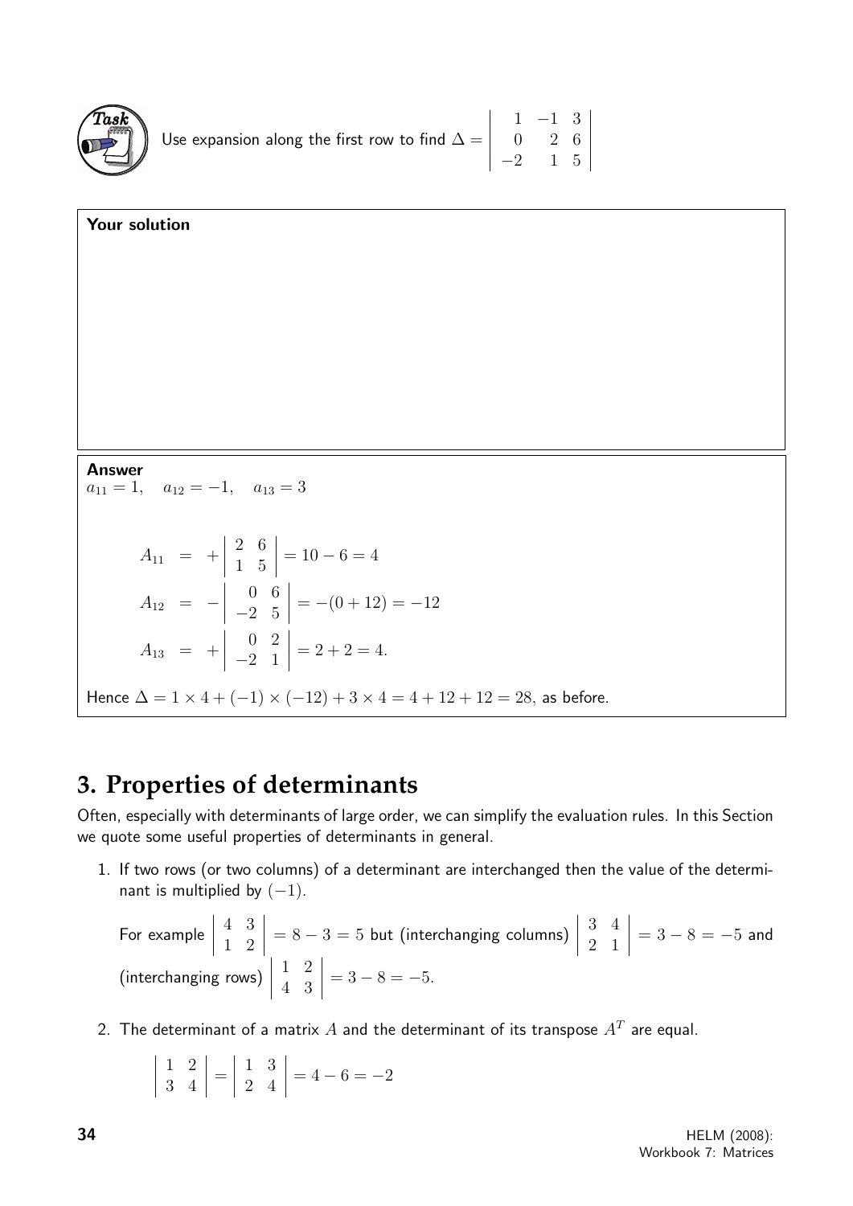**Task**

Use expansion along the first row to find $\Delta = \begin{vmatrix} 1 & -1 & 3 \\ 0 & 2 & 6 \\ -2 & 1 & 5 \end{vmatrix}$

**Your solution**

**Answer**

$a_{11} = 1, \quad a_{12} = -1, \quad a_{13} = 3$

$$
\begin{aligned}
A_{11} &= +\begin{vmatrix} 2 & 6 \\ 1 & 5 \end{vmatrix} = 10 - 6 = 4 \\
A_{12} &= -\begin{vmatrix} 0 & 6 \\ -2 & 5 \end{vmatrix} = -(0 + 12) = -12 \\
A_{13} &= +\begin{vmatrix} 0 & 2 \\ -2 & 1 \end{vmatrix} = 2 + 2 = 4.
\end{aligned}
$$

Hence $\Delta = 1 \times 4 + (-1) \times (-12) + 3 \times 4 = 4 + 12 + 12 = 28$, as before.

## 3. Properties of determinants

Often, especially with determinants of large order, we can simplify the evaluation rules. In this Section we quote some useful properties of determinants in general.

1. If two rows (or two columns) of a determinant are interchanged then the value of the determinant is multiplied by $(-1)$.

   For example $\begin{vmatrix} 4 & 3 \\ 1 & 2 \end{vmatrix} = 8 - 3 = 5$ but (interchanging columns) $\begin{vmatrix} 3 & 4 \\ 2 & 1 \end{vmatrix} = 3 - 8 = -5$ and (interchanging rows) $\begin{vmatrix} 1 & 2 \\ 4 & 3 \end{vmatrix} = 3 - 8 = -5$.

2. The determinant of a matrix $A$ and the determinant of its transpose $A^T$ are equal.

   $$\begin{vmatrix} 1 & 2 \\ 3 & 4 \end{vmatrix} = \begin{vmatrix} 1 & 3 \\ 2 & 4 \end{vmatrix} = 4 - 6 = -2$$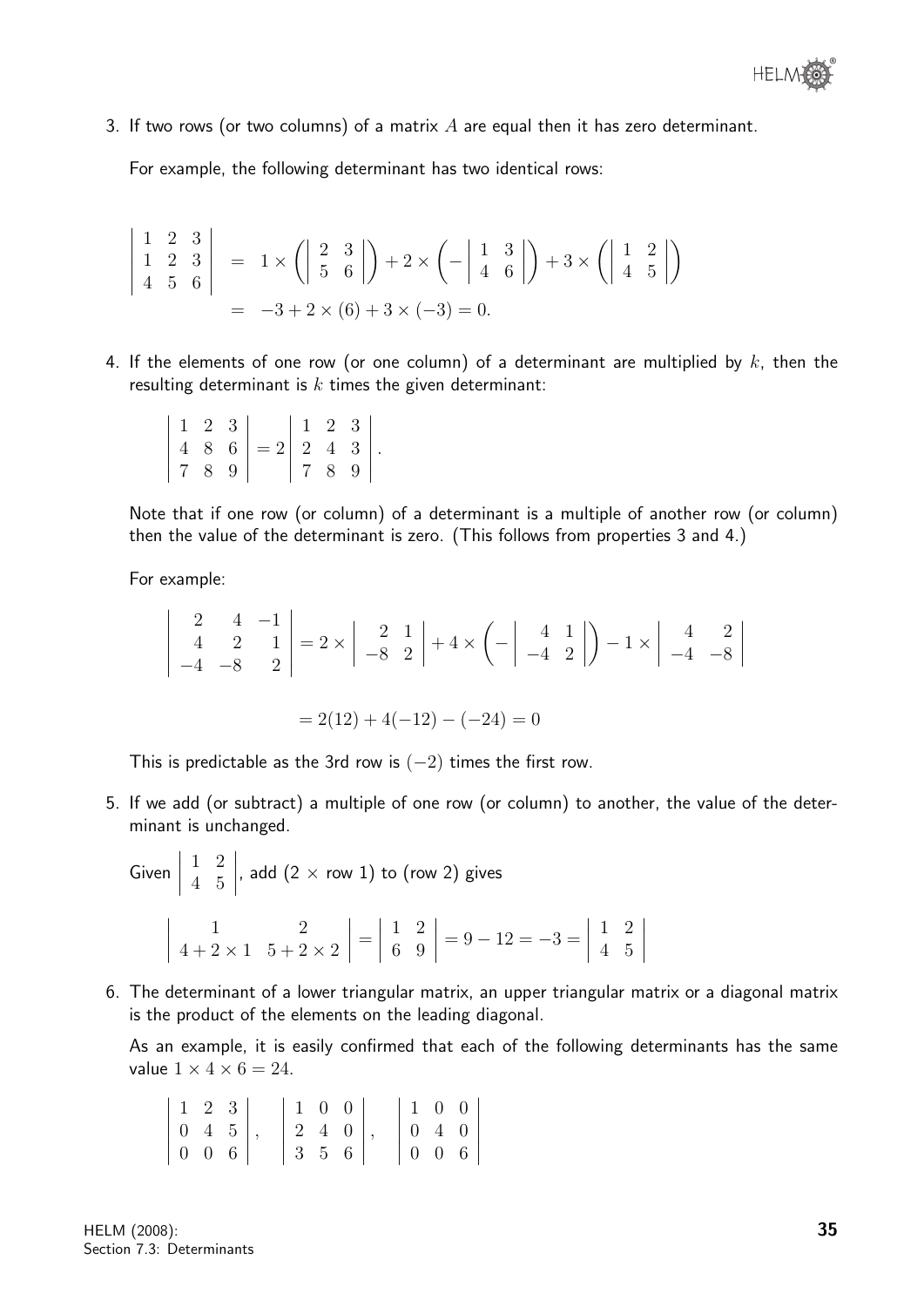3. If two rows (or two columns) of a matrix $A$ are equal then it has zero determinant.

   For example, the following determinant has two identical rows:

$$\begin{vmatrix} 1 & 2 & 3 \\ 1 & 2 & 3 \\ 4 & 5 & 6 \end{vmatrix} = 1 \times \left( \begin{vmatrix} 2 & 3 \\ 5 & 6 \end{vmatrix} \right) + 2 \times \left( - \begin{vmatrix} 1 & 3 \\ 4 & 6 \end{vmatrix} \right) + 3 \times \left( \begin{vmatrix} 1 & 2 \\ 4 & 5 \end{vmatrix} \right)$$

$$= -3 + 2 \times (6) + 3 \times (-3) = 0.$$

4. If the elements of one row (or one column) of a determinant are multiplied by $k$, then the resulting determinant is $k$ times the given determinant:

$$\begin{vmatrix} 1 & 2 & 3 \\ 4 & 8 & 6 \\ 7 & 8 & 9 \end{vmatrix} = 2 \begin{vmatrix} 1 & 2 & 3 \\ 2 & 4 & 3 \\ 7 & 8 & 9 \end{vmatrix}.$$

   Note that if one row (or column) of a determinant is a multiple of another row (or column) then the value of the determinant is zero. (This follows from properties 3 and 4.)

   For example:

$$\begin{vmatrix} 2 & 4 & -1 \\ 4 & 2 & 1 \\ -4 & -8 & 2 \end{vmatrix} = 2 \times \begin{vmatrix} 2 & 1 \\ -8 & 2 \end{vmatrix} + 4 \times \left( - \begin{vmatrix} 4 & 1 \\ -4 & 2 \end{vmatrix} \right) - 1 \times \begin{vmatrix} 4 & 2 \\ -4 & -8 \end{vmatrix}$$

$$= 2(12) + 4(-12) - (-24) = 0$$

   This is predictable as the 3rd row is $(-2)$ times the first row.

5. If we add (or subtract) a multiple of one row (or column) to another, the value of the determinant is unchanged.

   Given $\begin{vmatrix} 1 & 2 \\ 4 & 5 \end{vmatrix}$, add (2 $\times$ row 1) to (row 2) gives

$$\begin{vmatrix} 1 & 2 \\ 4 + 2 \times 1 & 5 + 2 \times 2 \end{vmatrix} = \begin{vmatrix} 1 & 2 \\ 6 & 9 \end{vmatrix} = 9 - 12 = -3 = \begin{vmatrix} 1 & 2 \\ 4 & 5 \end{vmatrix}$$

6. The determinant of a lower triangular matrix, an upper triangular matrix or a diagonal matrix is the product of the elements on the leading diagonal.

   As an example, it is easily confirmed that each of the following determinants has the same value $1 \times 4 \times 6 = 24$.

$$\begin{vmatrix} 1 & 2 & 3 \\ 0 & 4 & 5 \\ 0 & 0 & 6 \end{vmatrix}, \quad \begin{vmatrix} 1 & 0 & 0 \\ 2 & 4 & 0 \\ 3 & 5 & 6 \end{vmatrix}, \quad \begin{vmatrix} 1 & 0 & 0 \\ 0 & 4 & 0 \\ 0 & 0 & 6 \end{vmatrix}$$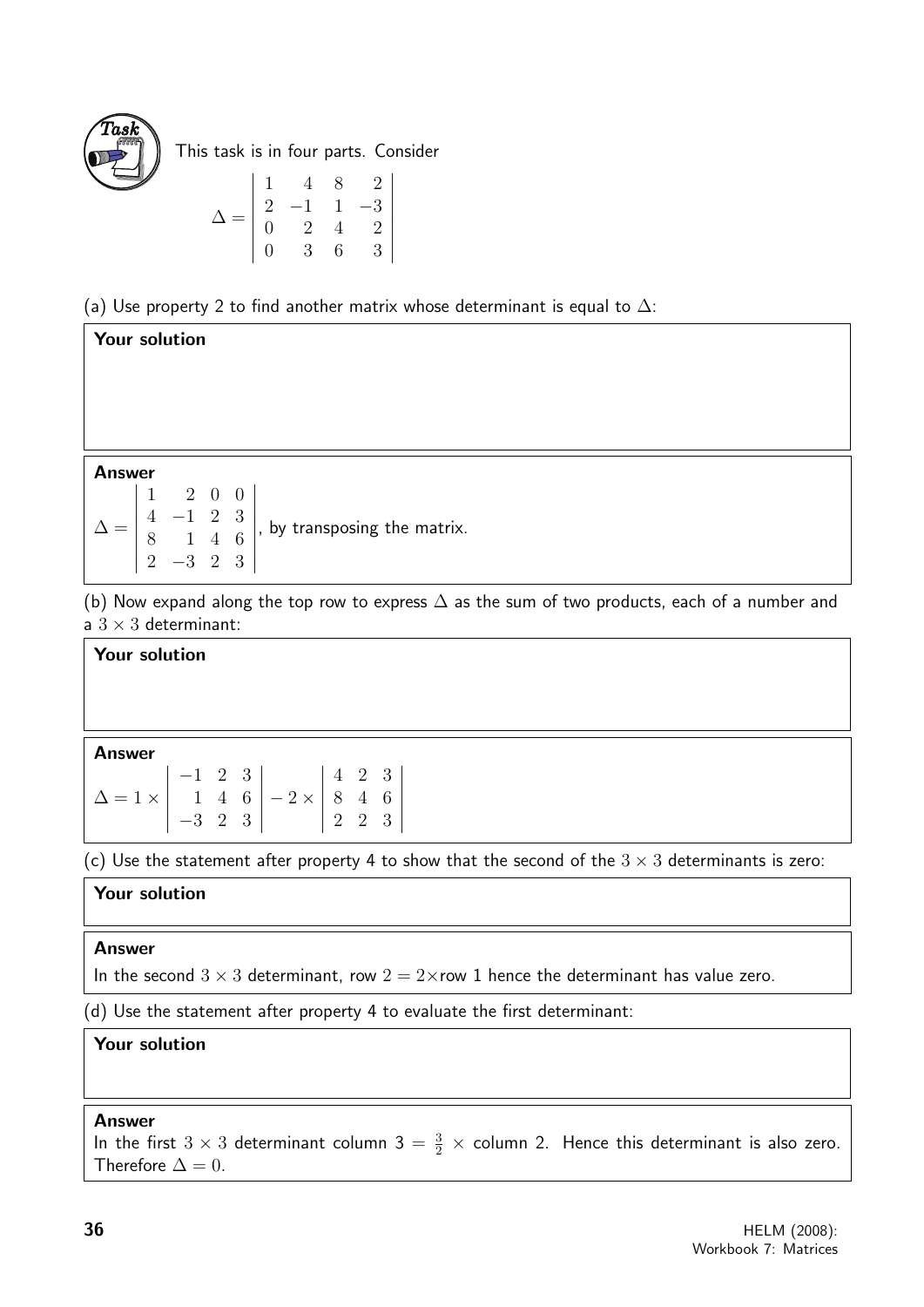**Task**

This task is in four parts. Consider

$$\Delta = \begin{vmatrix} 1 & 4 & 8 & 2 \\ 2 & -1 & 1 & -3 \\ 0 & 2 & 4 & 2 \\ 0 & 3 & 6 & 3 \end{vmatrix}$$

(a) Use property 2 to find another matrix whose determinant is equal to $\Delta$:

**Your solution**

**Answer**

$\Delta = \begin{vmatrix} 1 & 2 & 0 & 0 \\ 4 & -1 & 2 & 3 \\ 8 & 1 & 4 & 6 \\ 2 & -3 & 2 & 3 \end{vmatrix}$, by transposing the matrix.

(b) Now expand along the top row to express $\Delta$ as the sum of two products, each of a number and a $3 \times 3$ determinant:

**Your solution**

**Answer**

$$\Delta = 1 \times \begin{vmatrix} -1 & 2 & 3 \\ 1 & 4 & 6 \\ -3 & 2 & 3 \end{vmatrix} - 2 \times \begin{vmatrix} 4 & 2 & 3 \\ 8 & 4 & 6 \\ 2 & 2 & 3 \end{vmatrix}$$

(c) Use the statement after property 4 to show that the second of the $3 \times 3$ determinants is zero:

**Your solution**

**Answer**

In the second $3 \times 3$ determinant, row $2 = 2\times$row 1 hence the determinant has value zero.

(d) Use the statement after property 4 to evaluate the first determinant:

**Your solution**

**Answer**

In the first $3 \times 3$ determinant column $3 = \frac{3}{2} \times$ column 2. Hence this determinant is also zero. Therefore $\Delta = 0$.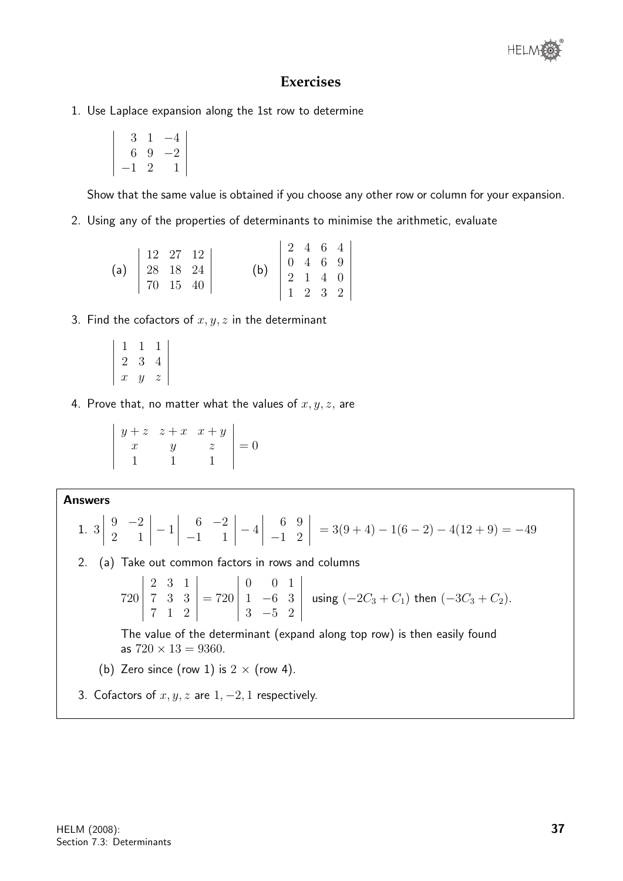## Exercises

1. Use Laplace expansion along the 1st row to determine

$$\begin{vmatrix} 3 & 1 & -4 \\ 6 & 9 & -2 \\ -1 & 2 & 1 \end{vmatrix}$$

Show that the same value is obtained if you choose any other row or column for your expansion.

2. Using any of the properties of determinants to minimise the arithmetic, evaluate

(a) $\begin{vmatrix} 12 & 27 & 12 \\ 28 & 18 & 24 \\ 70 & 15 & 40 \end{vmatrix}$ (b) $\begin{vmatrix} 2 & 4 & 6 & 4 \\ 0 & 4 & 6 & 9 \\ 2 & 1 & 4 & 0 \\ 1 & 2 & 3 & 2 \end{vmatrix}$

3. Find the cofactors of $x, y, z$ in the determinant

$$\begin{vmatrix} 1 & 1 & 1 \\ 2 & 3 & 4 \\ x & y & z \end{vmatrix}$$

4. Prove that, no matter what the values of $x, y, z,$ are

$$\begin{vmatrix} y+z & z+x & x+y \\ x & y & z \\ 1 & 1 & 1 \end{vmatrix} = 0$$

**Answers**

1. $3\begin{vmatrix} 9 & -2 \\ 2 & 1 \end{vmatrix} - 1\begin{vmatrix} 6 & -2 \\ -1 & 1 \end{vmatrix} - 4\begin{vmatrix} 6 & 9 \\ -1 & 2 \end{vmatrix} = 3(9+4) - 1(6-2) - 4(12+9) = -49$

2. (a) Take out common factors in rows and columns

$$720\begin{vmatrix} 2 & 3 & 1 \\ 7 & 3 & 3 \\ 7 & 1 & 2 \end{vmatrix} = 720\begin{vmatrix} 0 & 0 & 1 \\ 1 & -6 & 3 \\ 3 & -5 & 2 \end{vmatrix}$$ using $(-2C_3 + C_1)$ then $(-3C_3 + C_2)$.

The value of the determinant (expand along top row) is then easily found as $720 \times 13 = 9360$.

(b) Zero since (row 1) is $2 \times$ (row 4).

3. Cofactors of $x, y, z$ are $1, -2, 1$ respectively.